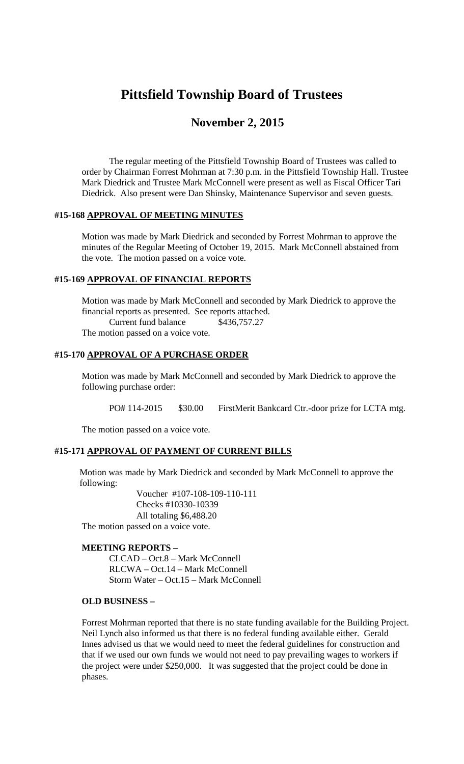# Pittsfield Township Board of Trustees

## November 2, 2015

The regular meeting of the Pittsfield Township Board of Trustees was called to order by Chairman Forrest Mohrman at 7:30 p.m. in the Pittsfield Township Hall. Trustee Mark Diedrick and Trustee Mark McConnell were present as well as Fiscal Officer Tari Diedrick. Also present were Dan Shinsky, Maintenance Supervisor and seven guests.

### #15-168 APPROVAL OF MEETING MINUTES

Motion was made by Mark Diedrick and seconded by Forrest Mohrman to approve the minutes of the Regular Meeting of October 19, 2015. Mark McConnell abstained from the vote. The motion passed on a voice vote.

### #15-169 APPROVAL OF FINANCIAL REPORTS

Motion was made by Mark McConnell and seconded by Mark Diedrick to approve the financial reports as presented. See reports attached.

Current fund balance $436,757.27

The motion passed on a voice vote.

### #15-170 APPROVAL OF A PURCHASE ORDER

Motion was made by Mark McConnell and seconded by Mark Diedrick to approve the following purchase order:

PO# 114-2015 $30.00 FirstMerit Bankcard Ctr.-door prize for LCTA mtg.

The motion passed on a voice vote.

### #15-171 APPROVAL OF PAYMENT OF CURRENT BILLS

Motion was made by Mark Diedrick and seconded by Mark McConnell to approve the following:

Voucher #107-108-109-110-111
Checks #10330-10339
All totaling $6,488.20

The motion passed on a voice vote.

**MEETING REPORTS –**

CLCAD – Oct.8 – Mark McConnell
RLCWA – Oct.14 – Mark McConnell
Storm Water – Oct.15 – Mark McConnell

**OLD BUSINESS –**

Forrest Mohrman reported that there is no state funding available for the Building Project. Neil Lynch also informed us that there is no federal funding available either. Gerald Innes advised us that we would need to meet the federal guidelines for construction and that if we used our own funds we would not need to pay prevailing wages to workers if the project were under $250,000. It was suggested that the project could be done in phases.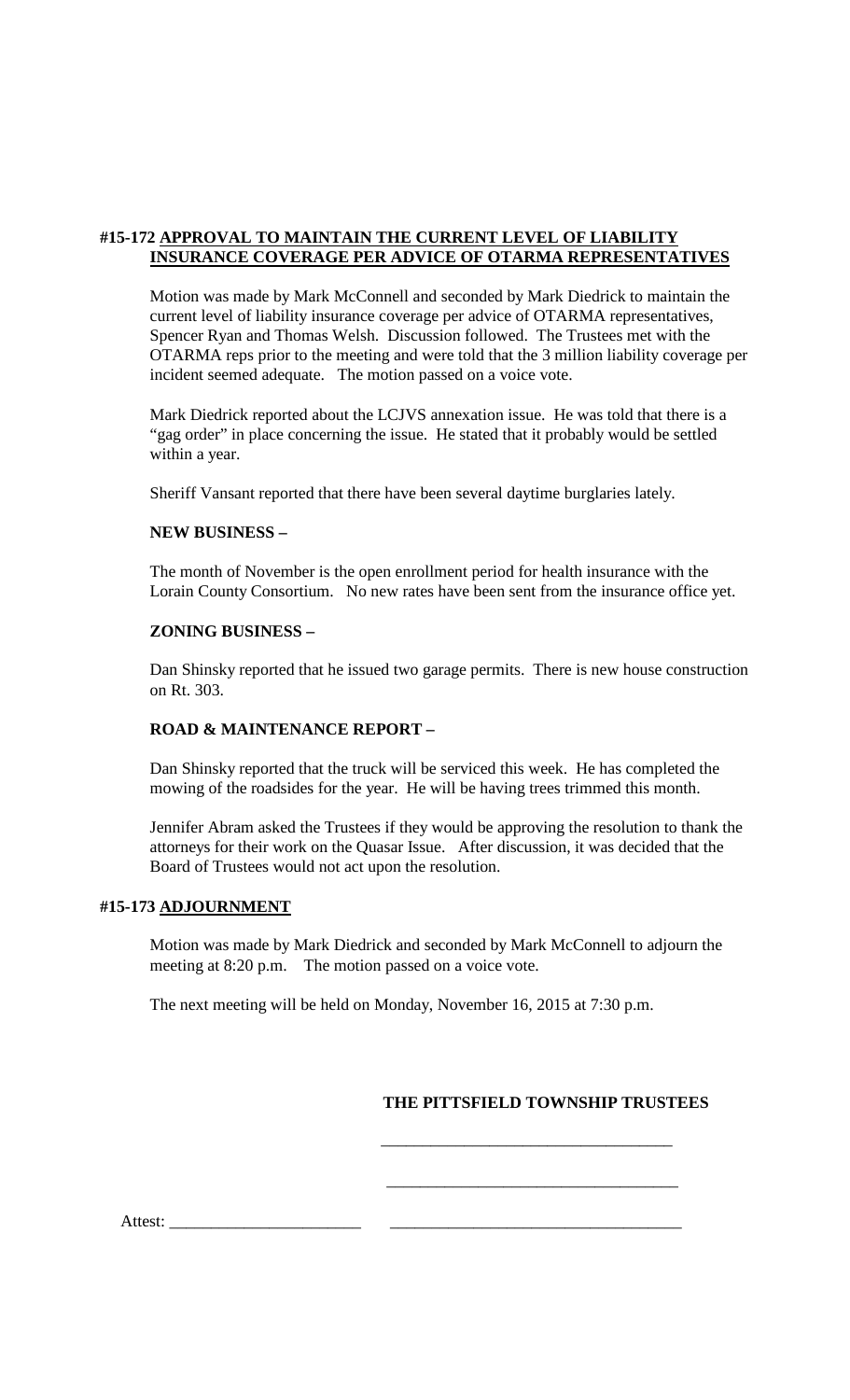**#15-172 APPROVAL TO MAINTAIN THE CURRENT LEVEL OF LIABILITY INSURANCE COVERAGE PER ADVICE OF OTARMA REPRESENTATIVES**

Motion was made by Mark McConnell and seconded by Mark Diedrick to maintain the current level of liability insurance coverage per advice of OTARMA representatives, Spencer Ryan and Thomas Welsh. Discussion followed. The Trustees met with the OTARMA reps prior to the meeting and were told that the 3 million liability coverage per incident seemed adequate. The motion passed on a voice vote.

Mark Diedrick reported about the LCJVS annexation issue. He was told that there is a "gag order" in place concerning the issue. He stated that it probably would be settled within a year.

Sheriff Vansant reported that there have been several daytime burglaries lately.

**NEW BUSINESS –**

The month of November is the open enrollment period for health insurance with the Lorain County Consortium. No new rates have been sent from the insurance office yet.

**ZONING BUSINESS –**

Dan Shinsky reported that he issued two garage permits. There is new house construction on Rt. 303.

**ROAD & MAINTENANCE REPORT –**

Dan Shinsky reported that the truck will be serviced this week. He has completed the mowing of the roadsides for the year. He will be having trees trimmed this month.

Jennifer Abram asked the Trustees if they would be approving the resolution to thank the attorneys for their work on the Quasar Issue. After discussion, it was decided that the Board of Trustees would not act upon the resolution.

**#15-173 ADJOURNMENT**

Motion was made by Mark Diedrick and seconded by Mark McConnell to adjourn the meeting at 8:20 p.m. The motion passed on a voice vote.

The next meeting will be held on Monday, November 16, 2015 at 7:30 p.m.

**THE PITTSFIELD TOWNSHIP TRUSTEES**

___________________________________

___________________________________

Attest: _______________________ ___________________________________